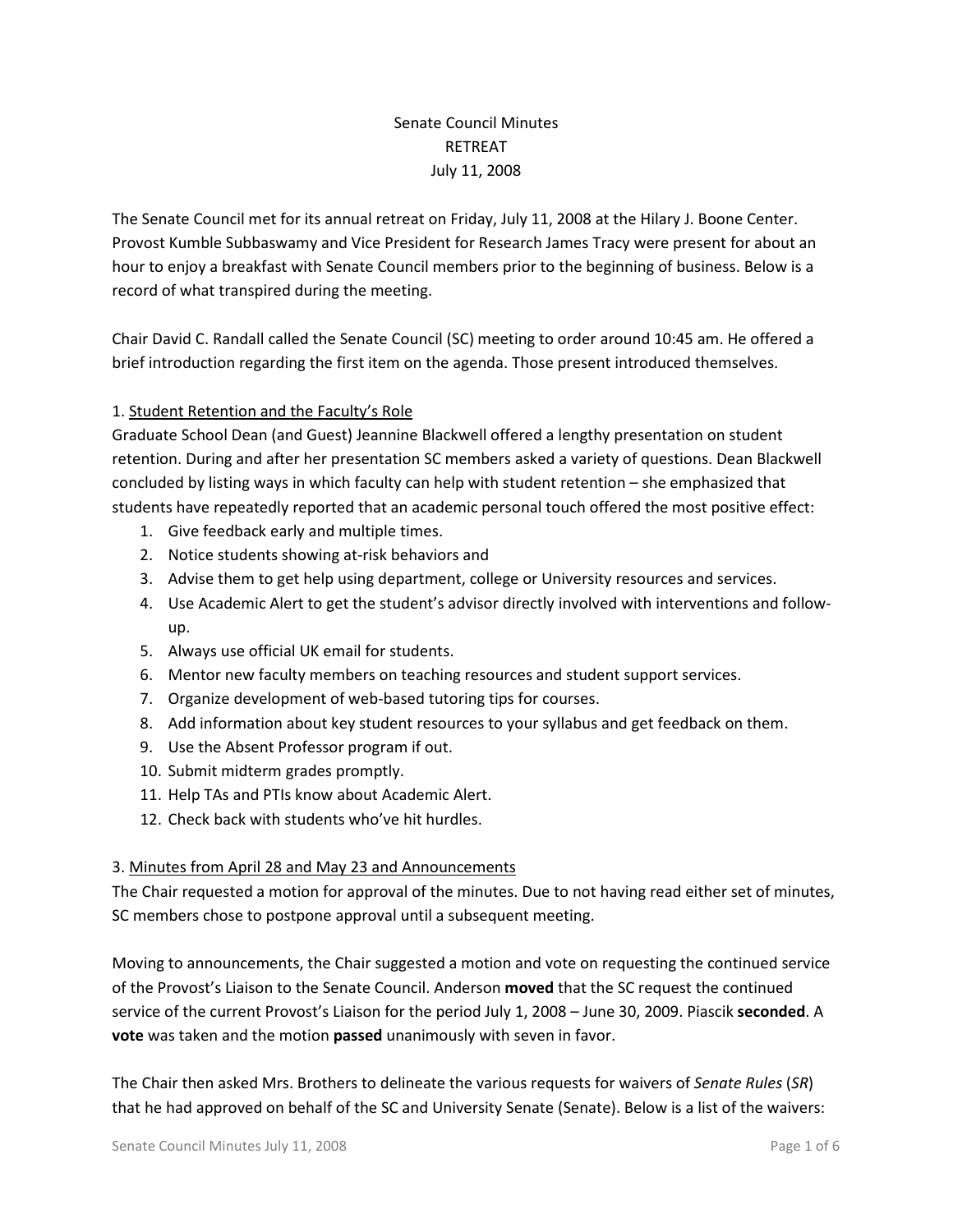# Senate Council Minutes
## RETREAT
### July 11, 2008

The Senate Council met for its annual retreat on Friday, July 11, 2008 at the Hilary J. Boone Center. Provost Kumble Subbaswamy and Vice President for Research James Tracy were present for about an hour to enjoy a breakfast with Senate Council members prior to the beginning of business. Below is a record of what transpired during the meeting.

Chair David C. Randall called the Senate Council (SC) meeting to order around 10:45 am. He offered a brief introduction regarding the first item on the agenda. Those present introduced themselves.

1. <u>Student Retention and the Faculty's Role</u>

Graduate School Dean (and Guest) Jeannine Blackwell offered a lengthy presentation on student retention. During and after her presentation SC members asked a variety of questions. Dean Blackwell concluded by listing ways in which faculty can help with student retention – she emphasized that students have repeatedly reported that an academic personal touch offered the most positive effect:

1. Give feedback early and multiple times.
2. Notice students showing at-risk behaviors and
3. Advise them to get help using department, college or University resources and services.
4. Use Academic Alert to get the student's advisor directly involved with interventions and follow-up.
5. Always use official UK email for students.
6. Mentor new faculty members on teaching resources and student support services.
7. Organize development of web-based tutoring tips for courses.
8. Add information about key student resources to your syllabus and get feedback on them.
9. Use the Absent Professor program if out.
10. Submit midterm grades promptly.
11. Help TAs and PTIs know about Academic Alert.
12. Check back with students who've hit hurdles.

3. <u>Minutes from April 28 and May 23 and Announcements</u>

The Chair requested a motion for approval of the minutes. Due to not having read either set of minutes, SC members chose to postpone approval until a subsequent meeting.

Moving to announcements, the Chair suggested a motion and vote on requesting the continued service of the Provost's Liaison to the Senate Council. Anderson **moved** that the SC request the continued service of the current Provost's Liaison for the period July 1, 2008 – June 30, 2009. Piascik **seconded**. A **vote** was taken and the motion **passed** unanimously with seven in favor.

The Chair then asked Mrs. Brothers to delineate the various requests for waivers of *Senate Rules* (*SR*) that he had approved on behalf of the SC and University Senate (Senate). Below is a list of the waivers: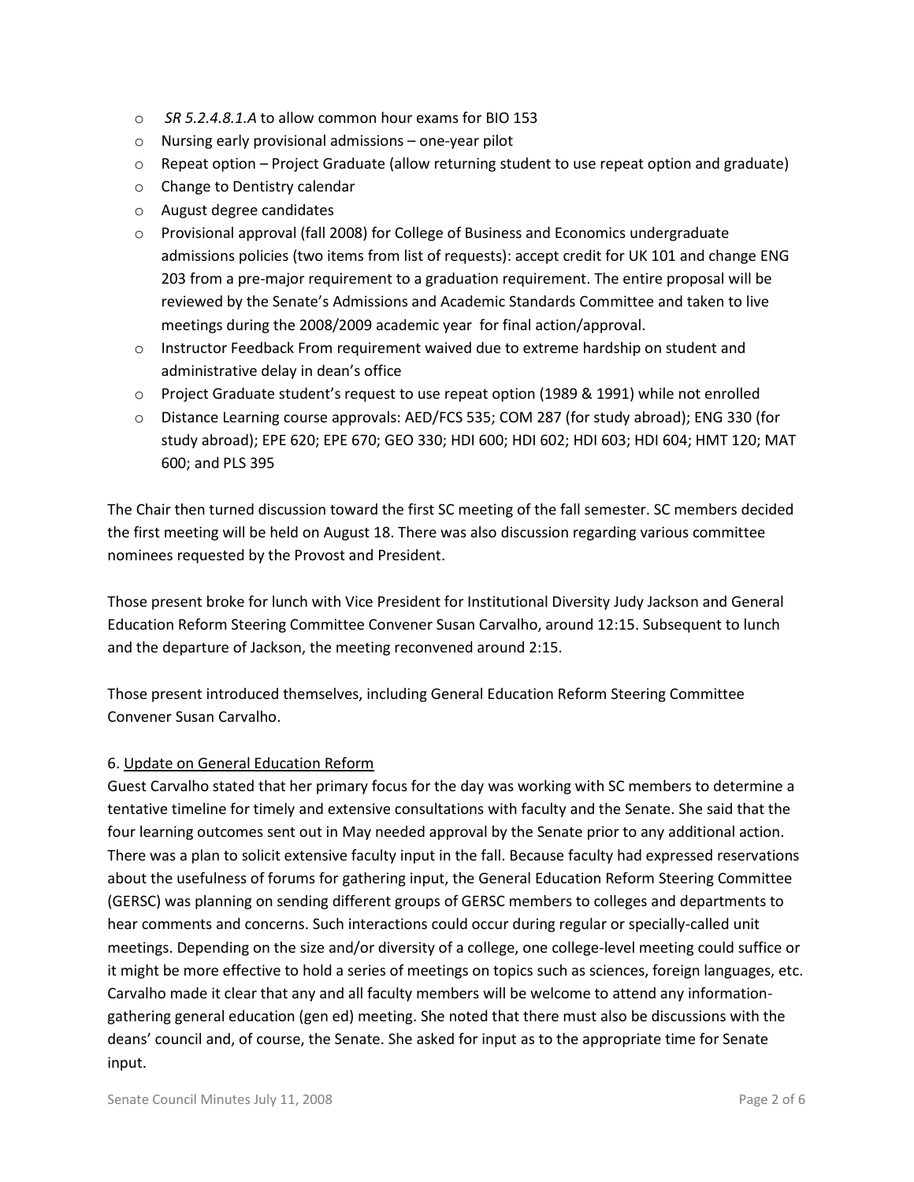- *SR 5.2.4.8.1.A* to allow common hour exams for BIO 153
- Nursing early provisional admissions – one-year pilot
- Repeat option – Project Graduate (allow returning student to use repeat option and graduate)
- Change to Dentistry calendar
- August degree candidates
- Provisional approval (fall 2008) for College of Business and Economics undergraduate admissions policies (two items from list of requests): accept credit for UK 101 and change ENG 203 from a pre-major requirement to a graduation requirement. The entire proposal will be reviewed by the Senate's Admissions and Academic Standards Committee and taken to live meetings during the 2008/2009 academic year for final action/approval.
- Instructor Feedback From requirement waived due to extreme hardship on student and administrative delay in dean's office
- Project Graduate student's request to use repeat option (1989 & 1991) while not enrolled
- Distance Learning course approvals: AED/FCS 535; COM 287 (for study abroad); ENG 330 (for study abroad); EPE 620; EPE 670; GEO 330; HDI 600; HDI 602; HDI 603; HDI 604; HMT 120; MAT 600; and PLS 395

The Chair then turned discussion toward the first SC meeting of the fall semester. SC members decided the first meeting will be held on August 18. There was also discussion regarding various committee nominees requested by the Provost and President.

Those present broke for lunch with Vice President for Institutional Diversity Judy Jackson and General Education Reform Steering Committee Convener Susan Carvalho, around 12:15. Subsequent to lunch and the departure of Jackson, the meeting reconvened around 2:15.

Those present introduced themselves, including General Education Reform Steering Committee Convener Susan Carvalho.

6. Update on General Education Reform

Guest Carvalho stated that her primary focus for the day was working with SC members to determine a tentative timeline for timely and extensive consultations with faculty and the Senate. She said that the four learning outcomes sent out in May needed approval by the Senate prior to any additional action. There was a plan to solicit extensive faculty input in the fall. Because faculty had expressed reservations about the usefulness of forums for gathering input, the General Education Reform Steering Committee (GERSC) was planning on sending different groups of GERSC members to colleges and departments to hear comments and concerns. Such interactions could occur during regular or specially-called unit meetings. Depending on the size and/or diversity of a college, one college-level meeting could suffice or it might be more effective to hold a series of meetings on topics such as sciences, foreign languages, etc. Carvalho made it clear that any and all faculty members will be welcome to attend any information-gathering general education (gen ed) meeting. She noted that there must also be discussions with the deans' council and, of course, the Senate. She asked for input as to the appropriate time for Senate input.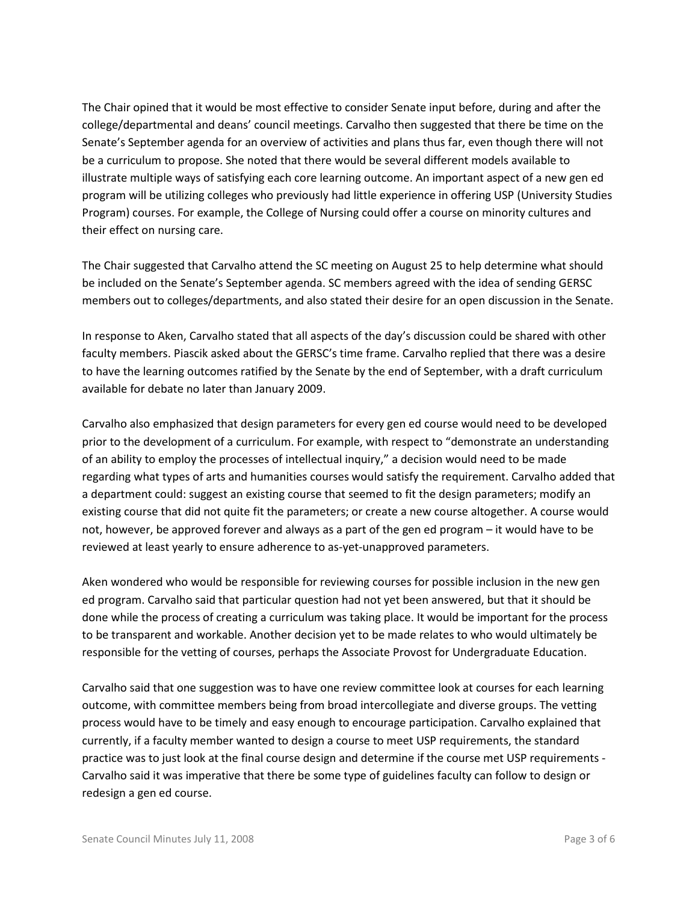The Chair opined that it would be most effective to consider Senate input before, during and after the college/departmental and deans' council meetings. Carvalho then suggested that there be time on the Senate's September agenda for an overview of activities and plans thus far, even though there will not be a curriculum to propose. She noted that there would be several different models available to illustrate multiple ways of satisfying each core learning outcome. An important aspect of a new gen ed program will be utilizing colleges who previously had little experience in offering USP (University Studies Program) courses. For example, the College of Nursing could offer a course on minority cultures and their effect on nursing care.

The Chair suggested that Carvalho attend the SC meeting on August 25 to help determine what should be included on the Senate's September agenda. SC members agreed with the idea of sending GERSC members out to colleges/departments, and also stated their desire for an open discussion in the Senate.

In response to Aken, Carvalho stated that all aspects of the day's discussion could be shared with other faculty members. Piascik asked about the GERSC's time frame. Carvalho replied that there was a desire to have the learning outcomes ratified by the Senate by the end of September, with a draft curriculum available for debate no later than January 2009.

Carvalho also emphasized that design parameters for every gen ed course would need to be developed prior to the development of a curriculum. For example, with respect to "demonstrate an understanding of an ability to employ the processes of intellectual inquiry," a decision would need to be made regarding what types of arts and humanities courses would satisfy the requirement. Carvalho added that a department could: suggest an existing course that seemed to fit the design parameters; modify an existing course that did not quite fit the parameters; or create a new course altogether. A course would not, however, be approved forever and always as a part of the gen ed program – it would have to be reviewed at least yearly to ensure adherence to as-yet-unapproved parameters.

Aken wondered who would be responsible for reviewing courses for possible inclusion in the new gen ed program. Carvalho said that particular question had not yet been answered, but that it should be done while the process of creating a curriculum was taking place. It would be important for the process to be transparent and workable. Another decision yet to be made relates to who would ultimately be responsible for the vetting of courses, perhaps the Associate Provost for Undergraduate Education.

Carvalho said that one suggestion was to have one review committee look at courses for each learning outcome, with committee members being from broad intercollegiate and diverse groups. The vetting process would have to be timely and easy enough to encourage participation. Carvalho explained that currently, if a faculty member wanted to design a course to meet USP requirements, the standard practice was to just look at the final course design and determine if the course met USP requirements - Carvalho said it was imperative that there be some type of guidelines faculty can follow to design or redesign a gen ed course.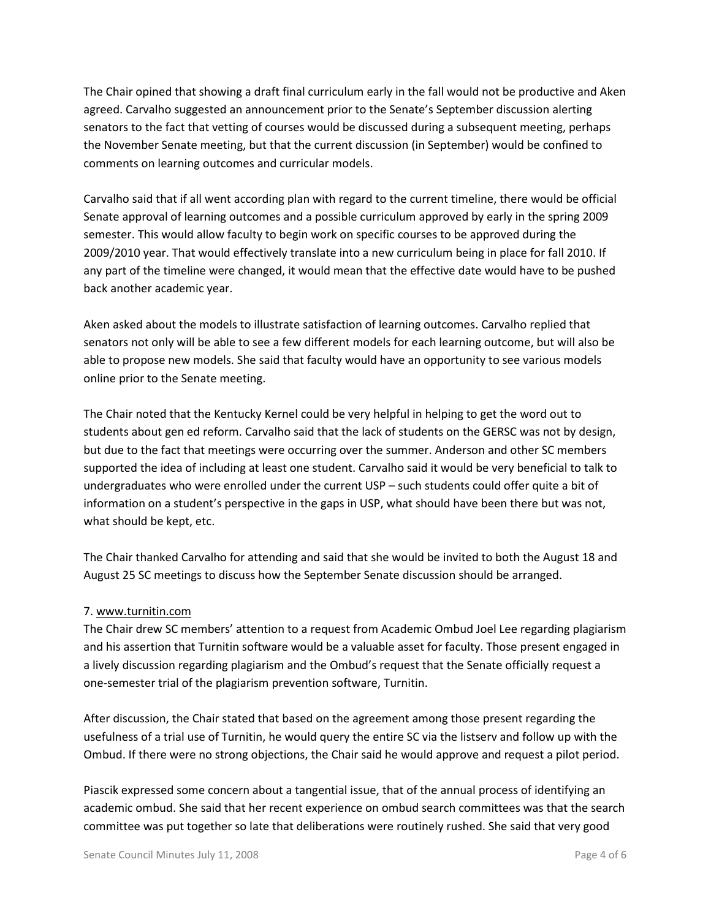The Chair opined that showing a draft final curriculum early in the fall would not be productive and Aken agreed. Carvalho suggested an announcement prior to the Senate's September discussion alerting senators to the fact that vetting of courses would be discussed during a subsequent meeting, perhaps the November Senate meeting, but that the current discussion (in September) would be confined to comments on learning outcomes and curricular models.

Carvalho said that if all went according plan with regard to the current timeline, there would be official Senate approval of learning outcomes and a possible curriculum approved by early in the spring 2009 semester. This would allow faculty to begin work on specific courses to be approved during the 2009/2010 year. That would effectively translate into a new curriculum being in place for fall 2010. If any part of the timeline were changed, it would mean that the effective date would have to be pushed back another academic year.

Aken asked about the models to illustrate satisfaction of learning outcomes. Carvalho replied that senators not only will be able to see a few different models for each learning outcome, but will also be able to propose new models. She said that faculty would have an opportunity to see various models online prior to the Senate meeting.

The Chair noted that the Kentucky Kernel could be very helpful in helping to get the word out to students about gen ed reform. Carvalho said that the lack of students on the GERSC was not by design, but due to the fact that meetings were occurring over the summer. Anderson and other SC members supported the idea of including at least one student. Carvalho said it would be very beneficial to talk to undergraduates who were enrolled under the current USP – such students could offer quite a bit of information on a student's perspective in the gaps in USP, what should have been there but was not, what should be kept, etc.

The Chair thanked Carvalho for attending and said that she would be invited to both the August 18 and August 25 SC meetings to discuss how the September Senate discussion should be arranged.

7. www.turnitin.com

The Chair drew SC members' attention to a request from Academic Ombud Joel Lee regarding plagiarism and his assertion that Turnitin software would be a valuable asset for faculty. Those present engaged in a lively discussion regarding plagiarism and the Ombud's request that the Senate officially request a one-semester trial of the plagiarism prevention software, Turnitin.

After discussion, the Chair stated that based on the agreement among those present regarding the usefulness of a trial use of Turnitin, he would query the entire SC via the listserv and follow up with the Ombud. If there were no strong objections, the Chair said he would approve and request a pilot period.

Piascik expressed some concern about a tangential issue, that of the annual process of identifying an academic ombud. She said that her recent experience on ombud search committees was that the search committee was put together so late that deliberations were routinely rushed. She said that very good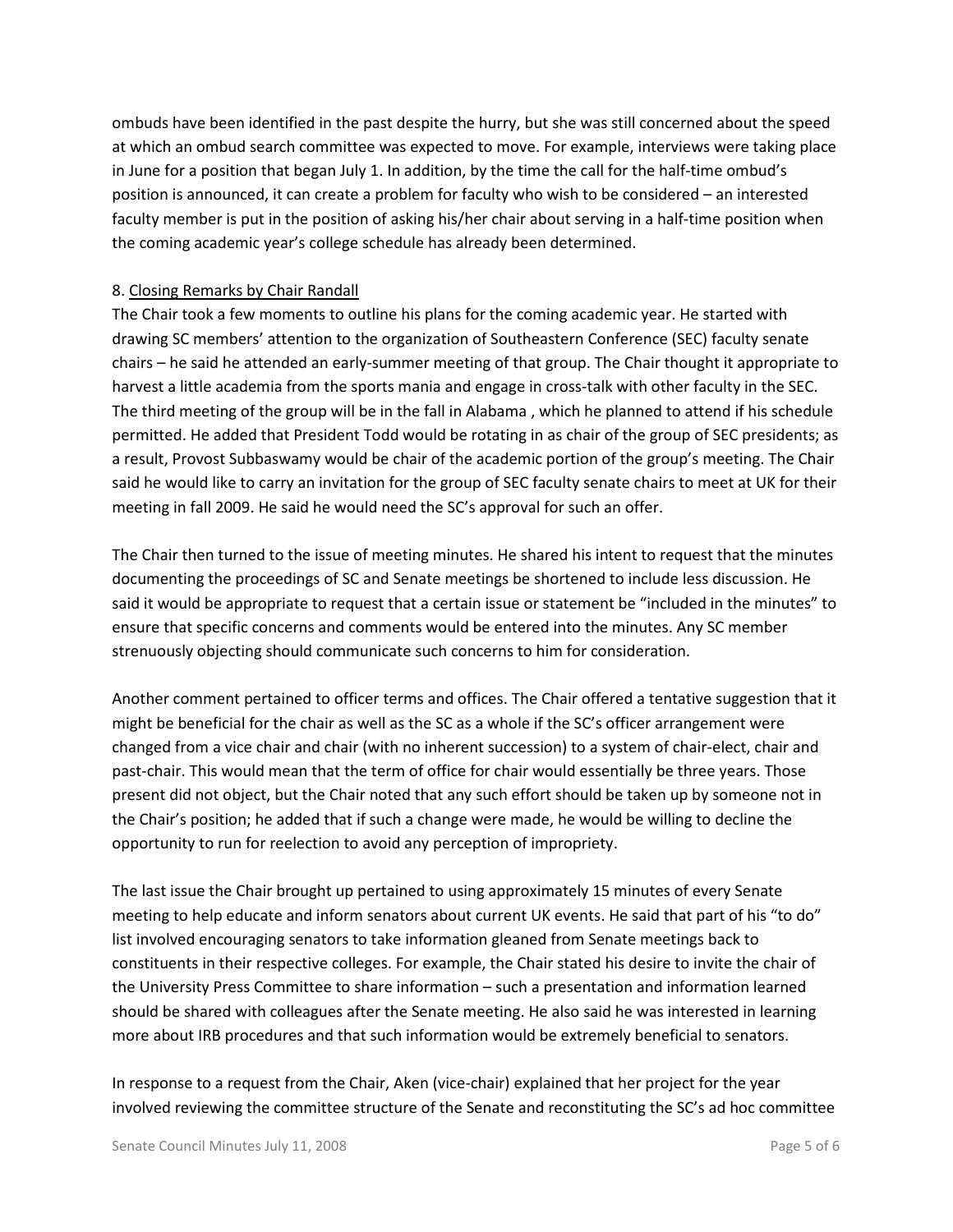ombuds have been identified in the past despite the hurry, but she was still concerned about the speed at which an ombud search committee was expected to move. For example, interviews were taking place in June for a position that began July 1. In addition, by the time the call for the half-time ombud's position is announced, it can create a problem for faculty who wish to be considered – an interested faculty member is put in the position of asking his/her chair about serving in a half-time position when the coming academic year's college schedule has already been determined.

8. Closing Remarks by Chair Randall

The Chair took a few moments to outline his plans for the coming academic year. He started with drawing SC members' attention to the organization of Southeastern Conference (SEC) faculty senate chairs – he said he attended an early-summer meeting of that group. The Chair thought it appropriate to harvest a little academia from the sports mania and engage in cross-talk with other faculty in the SEC. The third meeting of the group will be in the fall in Alabama , which he planned to attend if his schedule permitted. He added that President Todd would be rotating in as chair of the group of SEC presidents; as a result, Provost Subbaswamy would be chair of the academic portion of the group's meeting. The Chair said he would like to carry an invitation for the group of SEC faculty senate chairs to meet at UK for their meeting in fall 2009. He said he would need the SC's approval for such an offer.

The Chair then turned to the issue of meeting minutes. He shared his intent to request that the minutes documenting the proceedings of SC and Senate meetings be shortened to include less discussion. He said it would be appropriate to request that a certain issue or statement be "included in the minutes" to ensure that specific concerns and comments would be entered into the minutes. Any SC member strenuously objecting should communicate such concerns to him for consideration.

Another comment pertained to officer terms and offices. The Chair offered a tentative suggestion that it might be beneficial for the chair as well as the SC as a whole if the SC's officer arrangement were changed from a vice chair and chair (with no inherent succession) to a system of chair-elect, chair and past-chair. This would mean that the term of office for chair would essentially be three years. Those present did not object, but the Chair noted that any such effort should be taken up by someone not in the Chair's position; he added that if such a change were made, he would be willing to decline the opportunity to run for reelection to avoid any perception of impropriety.

The last issue the Chair brought up pertained to using approximately 15 minutes of every Senate meeting to help educate and inform senators about current UK events. He said that part of his "to do" list involved encouraging senators to take information gleaned from Senate meetings back to constituents in their respective colleges. For example, the Chair stated his desire to invite the chair of the University Press Committee to share information – such a presentation and information learned should be shared with colleagues after the Senate meeting. He also said he was interested in learning more about IRB procedures and that such information would be extremely beneficial to senators.

In response to a request from the Chair, Aken (vice-chair) explained that her project for the year involved reviewing the committee structure of the Senate and reconstituting the SC's ad hoc committee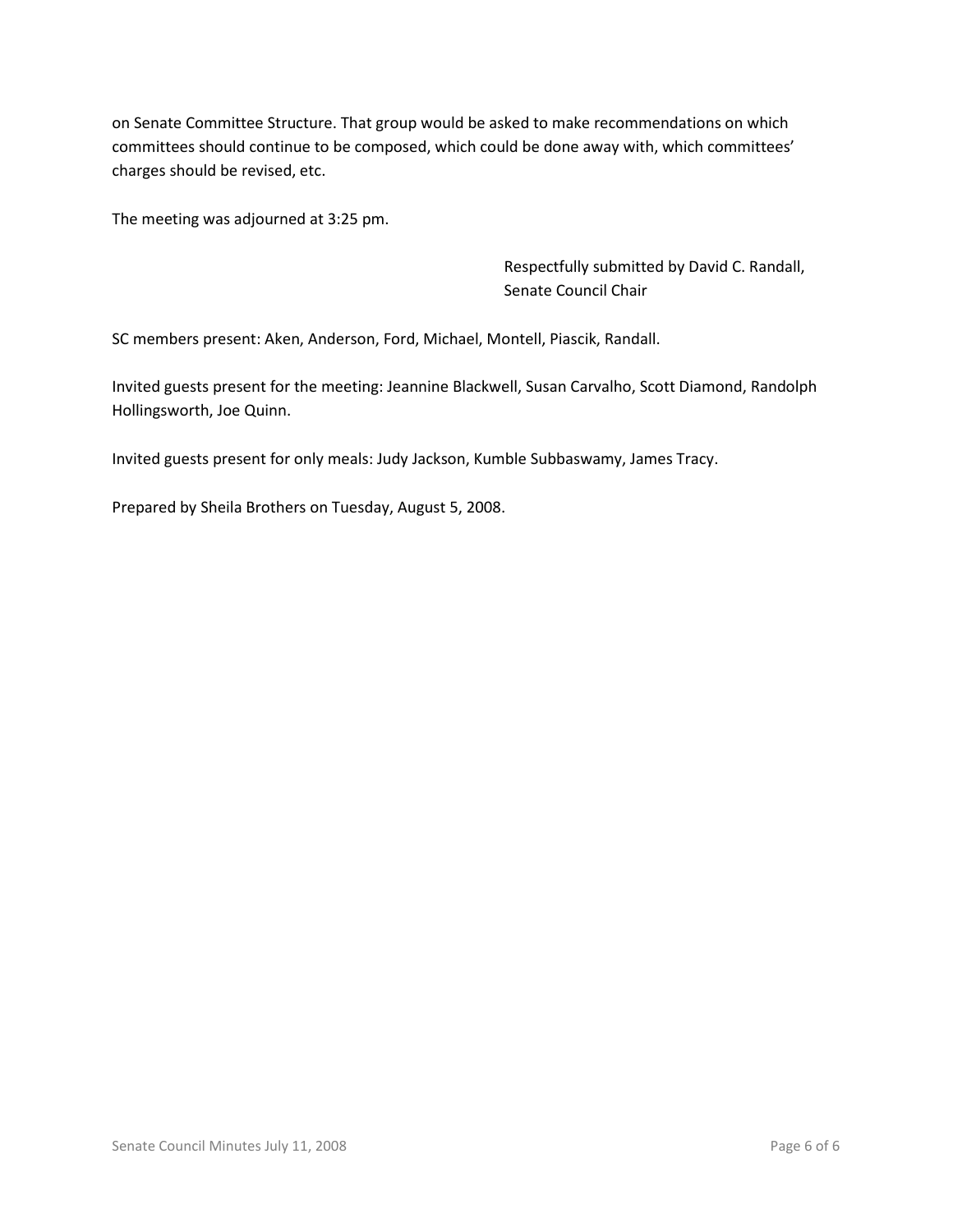on Senate Committee Structure. That group would be asked to make recommendations on which committees should continue to be composed, which could be done away with, which committees' charges should be revised, etc.

The meeting was adjourned at 3:25 pm.

Respectfully submitted by David C. Randall,
Senate Council Chair

SC members present: Aken, Anderson, Ford, Michael, Montell, Piascik, Randall.

Invited guests present for the meeting: Jeannine Blackwell, Susan Carvalho, Scott Diamond, Randolph Hollingsworth, Joe Quinn.

Invited guests present for only meals: Judy Jackson, Kumble Subbaswamy, James Tracy.

Prepared by Sheila Brothers on Tuesday, August 5, 2008.